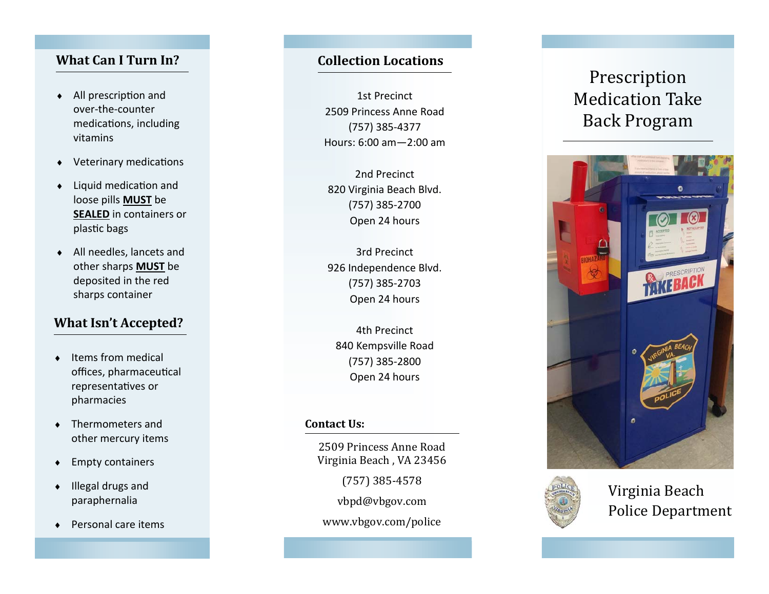## What Can I Turn In?

- All prescription and over-the-counter medications, including vitamins
- Veterinary medications
- Liquid medication and loose pills **MUST** be **SEALED** in containers or plastic bags
- All needles, lancets and other sharps **MUST** be deposited in the red sharps container

## What Isn't Accepted?

- Items from medical offices, pharmaceutical representatives or pharmacies
- Thermometers and other mercury items
- Empty containers
- Illegal drugs and paraphernalia
- Personal care items

## Collection Locations

1st Precinct
2509 Princess Anne Road
(757) 385-4377
Hours: 6:00 am—2:00 am

2nd Precinct
820 Virginia Beach Blvd.
(757) 385-2700
Open 24 hours

3rd Precinct
926 Independence Blvd.
(757) 385-2703
Open 24 hours

4th Precinct
840 Kempsville Road
(757) 385-2800
Open 24 hours

### Contact Us:

2509 Princess Anne Road
Virginia Beach , VA 23456

(757) 385-4578

vbpd@vbgov.com

www.vbgov.com/police

# Prescription Medication Take Back Program

Virginia Beach Police Department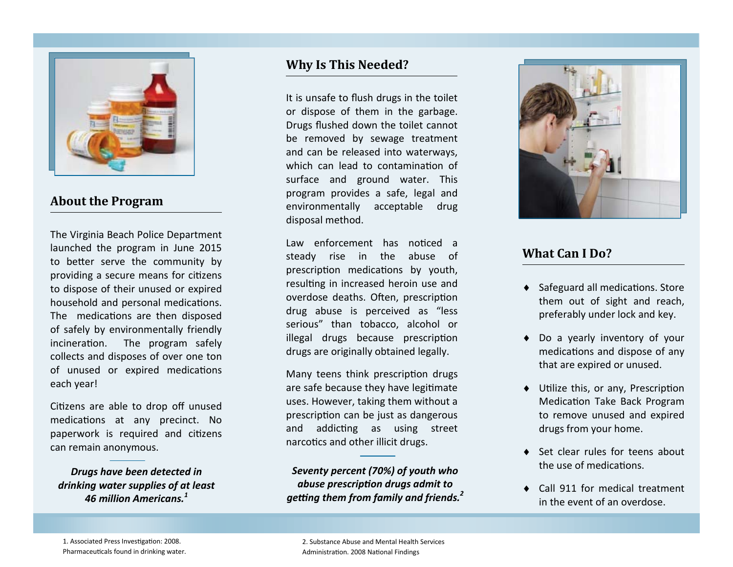## About the Program

The Virginia Beach Police Department launched the program in June 2015 to better serve the community by providing a secure means for citizens to dispose of their unused or expired household and personal medications. The medications are then disposed of safely by environmentally friendly incineration. The program safely collects and disposes of over one ton of unused or expired medications each year!

Citizens are able to drop off unused medications at any precinct. No paperwork is required and citizens can remain anonymous.

***Drugs have been detected in drinking water supplies of at least 46 million Americans.[1]***

## Why Is This Needed?

It is unsafe to flush drugs in the toilet or dispose of them in the garbage. Drugs flushed down the toilet cannot be removed by sewage treatment and can be released into waterways, which can lead to contamination of surface and ground water. This program provides a safe, legal and environmentally acceptable drug disposal method.

Law enforcement has noticed a steady rise in the abuse of prescription medications by youth, resulting in increased heroin use and overdose deaths. Often, prescription drug abuse is perceived as "less serious" than tobacco, alcohol or illegal drugs because prescription drugs are originally obtained legally.

Many teens think prescription drugs are safe because they have legitimate uses. However, taking them without a prescription can be just as dangerous and addicting as using street narcotics and other illicit drugs.

***Seventy percent (70%) of youth who abuse prescription drugs admit to getting them from family and friends.[2]***

## What Can I Do?

- Safeguard all medications. Store them out of sight and reach, preferably under lock and key.
- Do a yearly inventory of your medications and dispose of any that are expired or unused.
- Utilize this, or any, Prescription Medication Take Back Program to remove unused and expired drugs from your home.
- Set clear rules for teens about the use of medications.
- Call 911 for medical treatment in the event of an overdose.

1. Associated Press Investigation: 2008. Pharmaceuticals found in drinking water.

2. Substance Abuse and Mental Health Services Administration. 2008 National Findings